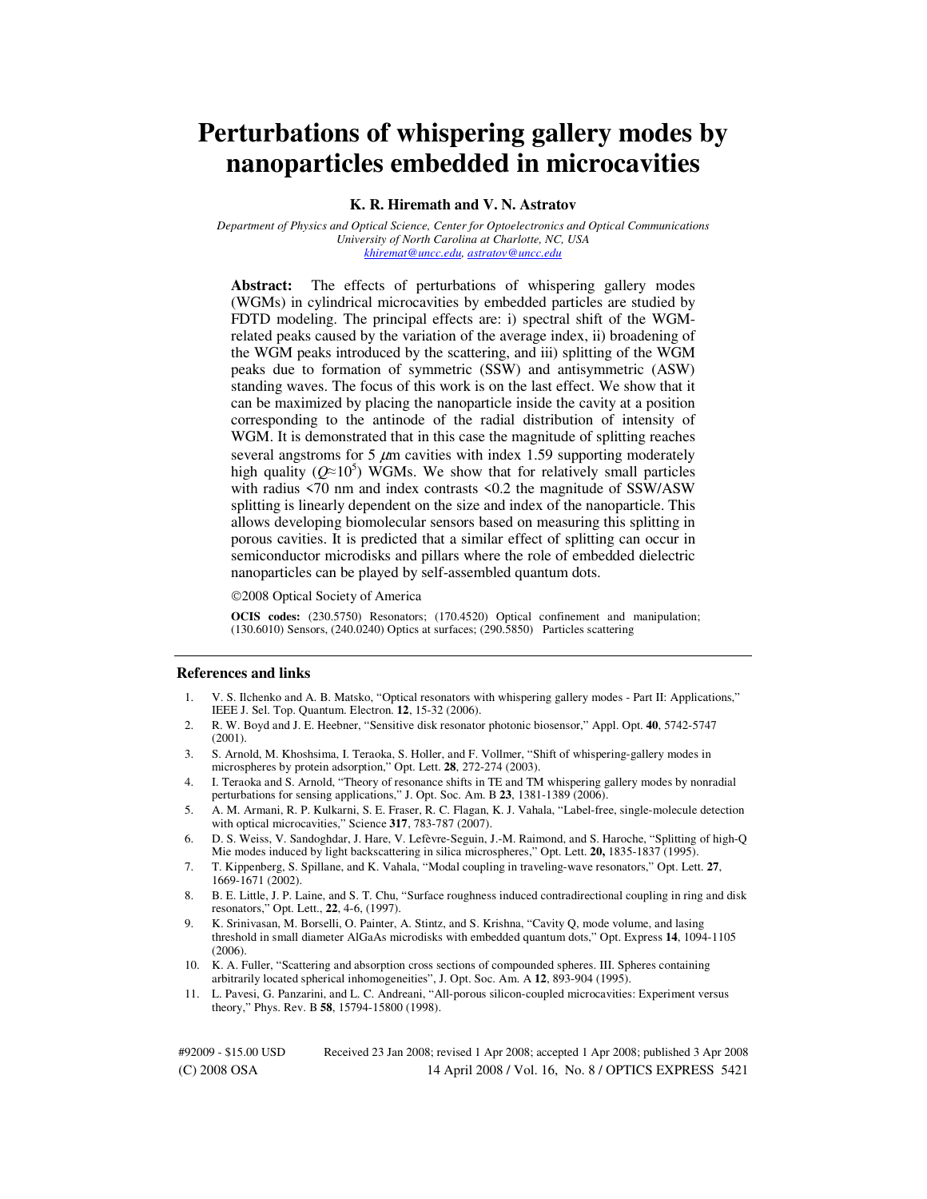# Perturbations of whispering gallery modes by nanoparticles embedded in microcavities

**K. R. Hiremath and V. N. Astratov**

*Department of Physics and Optical Science, Center for Optoelectronics and Optical Communications*
*University of North Carolina at Charlotte, NC, USA*
*khiremat@uncc.edu, astratov@uncc.edu*

**Abstract:** The effects of perturbations of whispering gallery modes (WGMs) in cylindrical microcavities by embedded particles are studied by FDTD modeling. The principal effects are: i) spectral shift of the WGM-related peaks caused by the variation of the average index, ii) broadening of the WGM peaks introduced by the scattering, and iii) splitting of the WGM peaks due to formation of symmetric (SSW) and antisymmetric (ASW) standing waves. The focus of this work is on the last effect. We show that it can be maximized by placing the nanoparticle inside the cavity at a position corresponding to the antinode of the radial distribution of intensity of WGM. It is demonstrated that in this case the magnitude of splitting reaches several angstroms for 5 $\mu$m cavities with index 1.59 supporting moderately high quality ($Q \approx 10^5$) WGMs. We show that for relatively small particles with radius <70 nm and index contrasts <0.2 the magnitude of SSW/ASW splitting is linearly dependent on the size and index of the nanoparticle. This allows developing biomolecular sensors based on measuring this splitting in porous cavities. It is predicted that a similar effect of splitting can occur in semiconductor microdisks and pillars where the role of embedded dielectric nanoparticles can be played by self-assembled quantum dots.

©2008 Optical Society of America

**OCIS codes:** (230.5750) Resonators; (170.4520) Optical confinement and manipulation; (130.6010) Sensors, (240.0240) Optics at surfaces; (290.5850) Particles scattering

## References and links

1. V. S. Ilchenko and A. B. Matsko, "Optical resonators with whispering gallery modes - Part II: Applications," IEEE J. Sel. Top. Quantum. Electron. **12**, 15-32 (2006).
2. R. W. Boyd and J. E. Heebner, "Sensitive disk resonator photonic biosensor," Appl. Opt. **40**, 5742-5747 (2001).
3. S. Arnold, M. Khoshsima, I. Teraoka, S. Holler, and F. Vollmer, "Shift of whispering-gallery modes in microspheres by protein adsorption," Opt. Lett. **28**, 272-274 (2003).
4. I. Teraoka and S. Arnold, "Theory of resonance shifts in TE and TM whispering gallery modes by nonradial perturbations for sensing applications," J. Opt. Soc. Am. B **23**, 1381-1389 (2006).
5. A. M. Armani, R. P. Kulkarni, S. E. Fraser, R. C. Flagan, K. J. Vahala, "Label-free, single-molecule detection with optical microcavities," Science **317**, 783-787 (2007).
6. D. S. Weiss, V. Sandoghdar, J. Hare, V. Lefèvre-Seguin, J.-M. Raimond, and S. Haroche, "Splitting of high-Q Mie modes induced by light backscattering in silica microspheres," Opt. Lett. **20,** 1835-1837 (1995).
7. T. Kippenberg, S. Spillane, and K. Vahala, "Modal coupling in traveling-wave resonators," Opt. Lett. **27**, 1669-1671 (2002).
8. B. E. Little, J. P. Laine, and S. T. Chu, "Surface roughness induced contradirectional coupling in ring and disk resonators," Opt. Lett., **22**, 4-6, (1997).
9. K. Srinivasan, M. Borselli, O. Painter, A. Stintz, and S. Krishna, "Cavity Q, mode volume, and lasing threshold in small diameter AlGaAs microdisks with embedded quantum dots," Opt. Express **14**, 1094-1105 (2006).
10. K. A. Fuller, "Scattering and absorption cross sections of compounded spheres. III. Spheres containing arbitrarily located spherical inhomogeneities", J. Opt. Soc. Am. A **12**, 893-904 (1995).
11. L. Pavesi, G. Panzarini, and L. C. Andreani, "All-porous silicon-coupled microcavities: Experiment versus theory," Phys. Rev. B **58**, 15794-15800 (1998).

#92009 - $15.00 USD Received 23 Jan 2008; revised 1 Apr 2008; accepted 1 Apr 2008; published 3 Apr 2008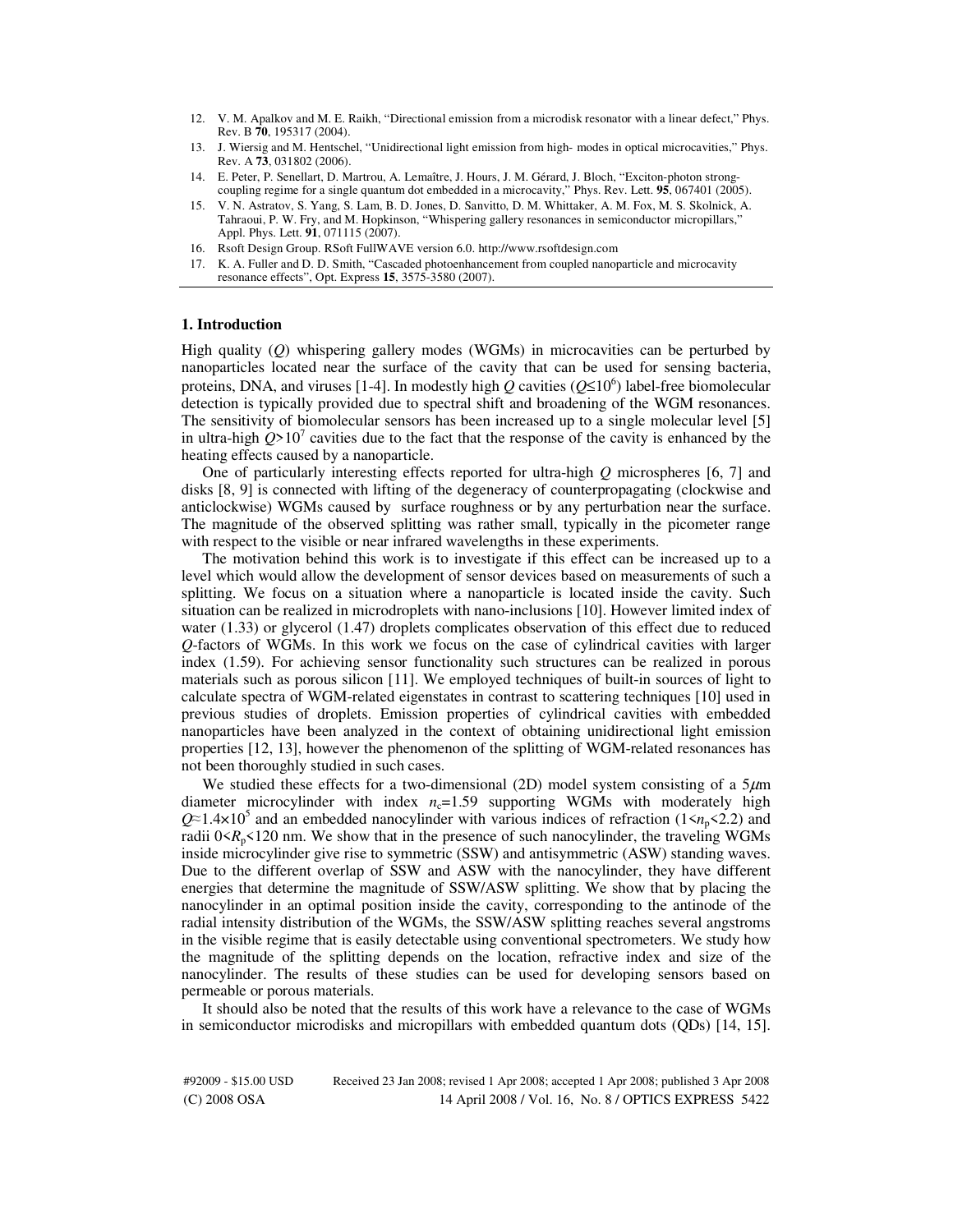12. V. M. Apalkov and M. E. Raikh, "Directional emission from a microdisk resonator with a linear defect," Phys. Rev. B **70**, 195317 (2004).
13. J. Wiersig and M. Hentschel, "Unidirectional light emission from high- modes in optical microcavities," Phys. Rev. A **73**, 031802 (2006).
14. E. Peter, P. Senellart, D. Martrou, A. Lemaître, J. Hours, J. M. Gérard, J. Bloch, "Exciton-photon strong-coupling regime for a single quantum dot embedded in a microcavity," Phys. Rev. Lett. **95**, 067401 (2005).
15. V. N. Astratov, S. Yang, S. Lam, B. D. Jones, D. Sanvitto, D. M. Whittaker, A. M. Fox, M. S. Skolnick, A. Tahraoui, P. W. Fry, and M. Hopkinson, "Whispering gallery resonances in semiconductor micropillars," Appl. Phys. Lett. **91**, 071115 (2007).
16. Rsoft Design Group. RSoft FullWAVE version 6.0. http://www.rsoftdesign.com
17. K. A. Fuller and D. D. Smith, "Cascaded photoenhancement from coupled nanoparticle and microcavity resonance effects", Opt. Express **15**, 3575-3580 (2007).

## 1. Introduction

High quality ($Q$) whispering gallery modes (WGMs) in microcavities can be perturbed by nanoparticles located near the surface of the cavity that can be used for sensing bacteria, proteins, DNA, and viruses [1-4]. In modestly high $Q$ cavities ($Q \leq 10^6$) label-free biomolecular detection is typically provided due to spectral shift and broadening of the WGM resonances. The sensitivity of biomolecular sensors has been increased up to a single molecular level [5] in ultra-high $Q > 10^7$ cavities due to the fact that the response of the cavity is enhanced by the heating effects caused by a nanoparticle.

One of particularly interesting effects reported for ultra-high $Q$ microspheres [6, 7] and disks [8, 9] is connected with lifting of the degeneracy of counterpropagating (clockwise and anticlockwise) WGMs caused by surface roughness or by any perturbation near the surface. The magnitude of the observed splitting was rather small, typically in the picometer range with respect to the visible or near infrared wavelengths in these experiments.

The motivation behind this work is to investigate if this effect can be increased up to a level which would allow the development of sensor devices based on measurements of such a splitting. We focus on a situation where a nanoparticle is located inside the cavity. Such situation can be realized in microdroplets with nano-inclusions [10]. However limited index of water (1.33) or glycerol (1.47) droplets complicates observation of this effect due to reduced $Q$-factors of WGMs. In this work we focus on the case of cylindrical cavities with larger index (1.59). For achieving sensor functionality such structures can be realized in porous materials such as porous silicon [11]. We employed techniques of built-in sources of light to calculate spectra of WGM-related eigenstates in contrast to scattering techniques [10] used in previous studies of droplets. Emission properties of cylindrical cavities with embedded nanoparticles have been analyzed in the context of obtaining unidirectional light emission properties [12, 13], however the phenomenon of the splitting of WGM-related resonances has not been thoroughly studied in such cases.

We studied these effects for a two-dimensional (2D) model system consisting of a 5$\mu$m diameter microcylinder with index $n_c$=1.59 supporting WGMs with moderately high $Q \approx 1.4 \times 10^5$ and an embedded nanocylinder with various indices of refraction ($1 < n_p < 2.2$) and radii $0 < R_p < 120$ nm. We show that in the presence of such nanocylinder, the traveling WGMs inside microcylinder give rise to symmetric (SSW) and antisymmetric (ASW) standing waves. Due to the different overlap of SSW and ASW with the nanocylinder, they have different energies that determine the magnitude of SSW/ASW splitting. We show that by placing the nanocylinder in an optimal position inside the cavity, corresponding to the antinode of the radial intensity distribution of the WGMs, the SSW/ASW splitting reaches several angstroms in the visible regime that is easily detectable using conventional spectrometers. We study how the magnitude of the splitting depends on the location, refractive index and size of the nanocylinder. The results of these studies can be used for developing sensors based on permeable or porous materials.

It should also be noted that the results of this work have a relevance to the case of WGMs in semiconductor microdisks and micropillars with embedded quantum dots (QDs) [14, 15].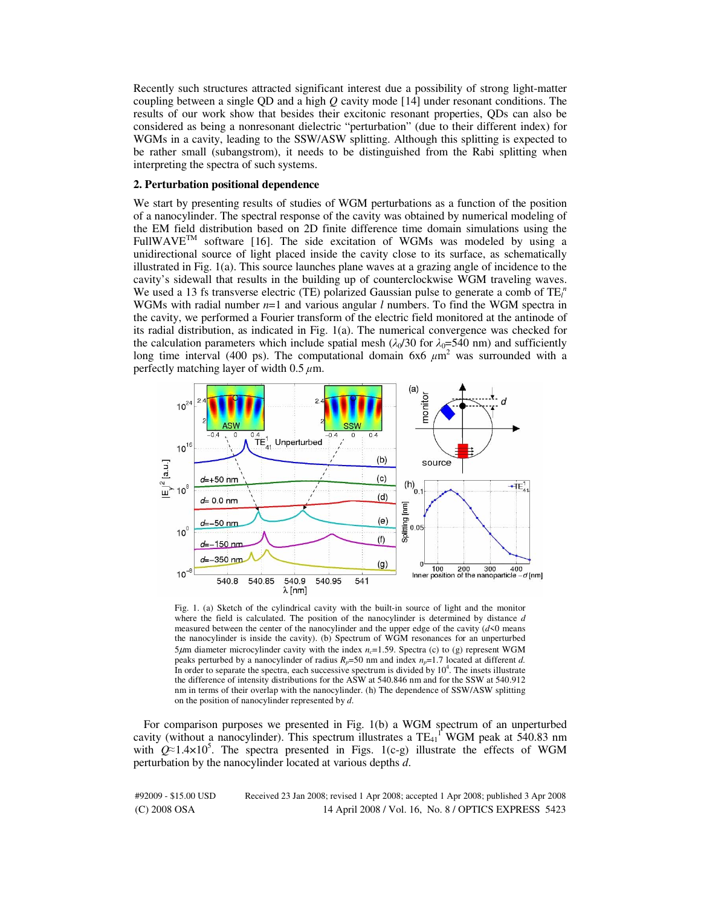Recently such structures attracted significant interest due a possibility of strong light-matter coupling between a single QD and a high $Q$ cavity mode [14] under resonant conditions. The results of our work show that besides their excitonic resonant properties, QDs can also be considered as being a nonresonant dielectric "perturbation" (due to their different index) for WGMs in a cavity, leading to the SSW/ASW splitting. Although this splitting is expected to be rather small (subangstrom), it needs to be distinguished from the Rabi splitting when interpreting the spectra of such systems.

## 2. Perturbation positional dependence

We start by presenting results of studies of WGM perturbations as a function of the position of a nanocylinder. The spectral response of the cavity was obtained by numerical modeling of the EM field distribution based on 2D finite difference time domain simulations using the FullWAVE™ software [16]. The side excitation of WGMs was modeled by using a unidirectional source of light placed inside the cavity close to its surface, as schematically illustrated in Fig. 1(a). This source launches plane waves at a grazing angle of incidence to the cavity's sidewall that results in the building up of counterclockwise WGM traveling waves. We used a 13 fs transverse electric (TE) polarized Gaussian pulse to generate a comb of $TE_l^n$ WGMs with radial number $n$=1 and various angular $l$ numbers. To find the WGM spectra in the cavity, we performed a Fourier transform of the electric field monitored at the antinode of its radial distribution, as indicated in Fig. 1(a). The numerical convergence was checked for the calculation parameters which include spatial mesh ($\lambda_0$/30 for $\lambda_0$=540 nm) and sufficiently long time interval (400 ps). The computational domain 6x6 $\mu m^2$ was surrounded with a perfectly matching layer of width 0.5 $\mu$m.

$|E_y|^2$ [a.u.]
$10^{24}$
$10^{16}$
$10^{8}$
$10^{0}$
$10^{-8}$
ASW
SSW
$TE_{41}^1$ Unperturbed
(b)
$d$=+50 nm (c)
$d$= 0.0 nm (d)
$d$=−50 nm (e)
$d$=−150 nm (f)
$d$=−350 nm (g)
540.8 540.85 540.9 540.95 541
λ [nm]

(a)
monitor
source
$d$

(h)
$TE_{41}^1$
Splitting [nm]
0 0.05 0.1
100 200 300 400
Inner position of the nanoparticle −$d$ [nm]

Fig. 1. (a) Sketch of the cylindrical cavity with the built-in source of light and the monitor where the field is calculated. The position of the nanocylinder is determined by distance $d$ measured between the center of the nanocylinder and the upper edge of the cavity ($d$<0 means the nanocylinder is inside the cavity). (b) Spectrum of WGM resonances for an unperturbed 5$\mu$m diameter microcylinder cavity with the index $n_c$=1.59. Spectra (c) to (g) represent WGM peaks perturbed by a nanocylinder of radius $R_p$=50 nm and index $n_p$=1.7 located at different $d$. In order to separate the spectra, each successive spectrum is divided by $10^4$. The insets illustrate the difference of intensity distributions for the ASW at 540.846 nm and for the SSW at 540.912 nm in terms of their overlap with the nanocylinder. (h) The dependence of SSW/ASW splitting on the position of nanocylinder represented by $d$.

For comparison purposes we presented in Fig. 1(b) a WGM spectrum of an unperturbed cavity (without a nanocylinder). This spectrum illustrates a $TE_{41}^1$ WGM peak at 540.83 nm with $Q$≈1.4×$10^5$. The spectra presented in Figs. 1(c-g) illustrate the effects of WGM perturbation by the nanocylinder located at various depths $d$.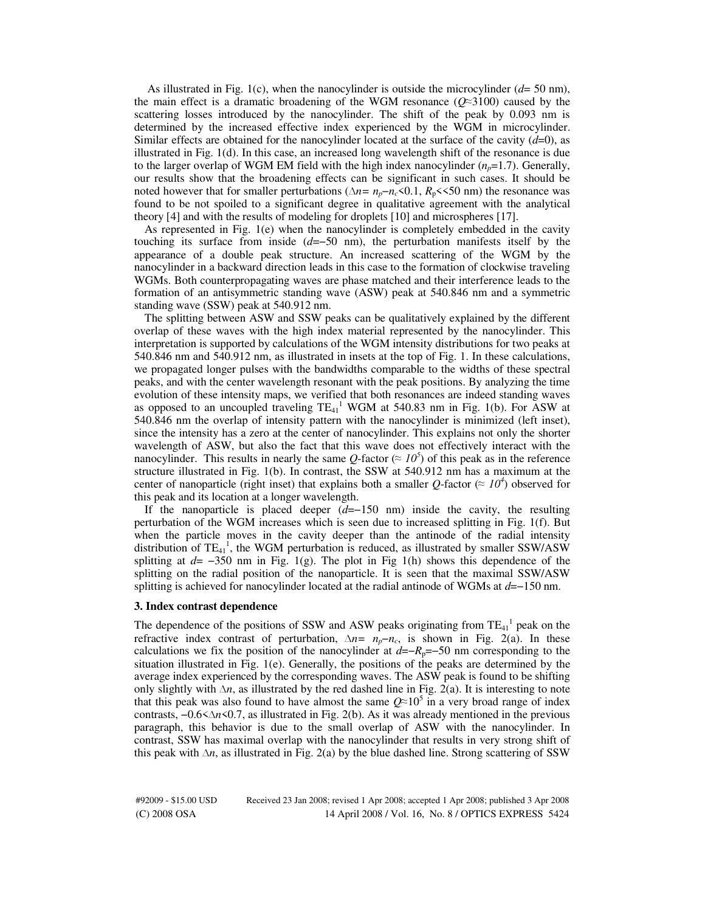As illustrated in Fig. 1(c), when the nanocylinder is outside the microcylinder ($d$= 50 nm), the main effect is a dramatic broadening of the WGM resonance ($Q$≈3100) caused by the scattering losses introduced by the nanocylinder. The shift of the peak by 0.093 nm is determined by the increased effective index experienced by the WGM in microcylinder. Similar effects are obtained for the nanocylinder located at the surface of the cavity ($d$=0), as illustrated in Fig. 1(d). In this case, an increased long wavelength shift of the resonance is due to the larger overlap of WGM EM field with the high index nanocylinder ($n_p$=1.7). Generally, our results show that the broadening effects can be significant in such cases. It should be noted however that for smaller perturbations ($\Delta n= n_p - n_c < 0.1$, $R_p << 50$ nm) the resonance was found to be not spoiled to a significant degree in qualitative agreement with the analytical theory [4] and with the results of modeling for droplets [10] and microspheres [17].

As represented in Fig. 1(e) when the nanocylinder is completely embedded in the cavity touching its surface from inside ($d$=−50 nm), the perturbation manifests itself by the appearance of a double peak structure. An increased scattering of the WGM by the nanocylinder in a backward direction leads in this case to the formation of clockwise traveling WGMs. Both counterpropagating waves are phase matched and their interference leads to the formation of an antisymmetric standing wave (ASW) peak at 540.846 nm and a symmetric standing wave (SSW) peak at 540.912 nm.

The splitting between ASW and SSW peaks can be qualitatively explained by the different overlap of these waves with the high index material represented by the nanocylinder. This interpretation is supported by calculations of the WGM intensity distributions for two peaks at 540.846 nm and 540.912 nm, as illustrated in insets at the top of Fig. 1. In these calculations, we propagated longer pulses with the bandwidths comparable to the widths of these spectral peaks, and with the center wavelength resonant with the peak positions. By analyzing the time evolution of these intensity maps, we verified that both resonances are indeed standing waves as opposed to an uncoupled traveling $TE_{41}^{1}$ WGM at 540.83 nm in Fig. 1(b). For ASW at 540.846 nm the overlap of intensity pattern with the nanocylinder is minimized (left inset), since the intensity has a zero at the center of nanocylinder. This explains not only the shorter wavelength of ASW, but also the fact that this wave does not effectively interact with the nanocylinder. This results in nearly the same $Q$-factor ($\approx 10^5$) of this peak as in the reference structure illustrated in Fig. 1(b). In contrast, the SSW at 540.912 nm has a maximum at the center of nanoparticle (right inset) that explains both a smaller $Q$-factor ($\approx 10^4$) observed for this peak and its location at a longer wavelength.

If the nanoparticle is placed deeper ($d$=−150 nm) inside the cavity, the resulting perturbation of the WGM increases which is seen due to increased splitting in Fig. 1(f). But when the particle moves in the cavity deeper than the antinode of the radial intensity distribution of $TE_{41}^{1}$, the WGM perturbation is reduced, as illustrated by smaller SSW/ASW splitting at $d$= −350 nm in Fig. 1(g). The plot in Fig 1(h) shows this dependence of the splitting on the radial position of the nanoparticle. It is seen that the maximal SSW/ASW splitting is achieved for nanocylinder located at the radial antinode of WGMs at $d$=−150 nm.

### 3. Index contrast dependence

The dependence of the positions of SSW and ASW peaks originating from $TE_{41}^{1}$ peak on the refractive index contrast of perturbation, $\Delta n= n_p - n_c$, is shown in Fig. 2(a). In these calculations we fix the position of the nanocylinder at $d=-R_p=-50$ nm corresponding to the situation illustrated in Fig. 1(e). Generally, the positions of the peaks are determined by the average index experienced by the corresponding waves. The ASW peak is found to be shifting only slightly with $\Delta n$, as illustrated by the red dashed line in Fig. 2(a). It is interesting to note that this peak was also found to have almost the same $Q \approx 10^5$ in a very broad range of index contrasts, $-0.6 < \Delta n < 0.7$, as illustrated in Fig. 2(b). As it was already mentioned in the previous paragraph, this behavior is due to the small overlap of ASW with the nanocylinder. In contrast, SSW has maximal overlap with the nanocylinder that results in very strong shift of this peak with $\Delta n$, as illustrated in Fig. 2(a) by the blue dashed line. Strong scattering of SSW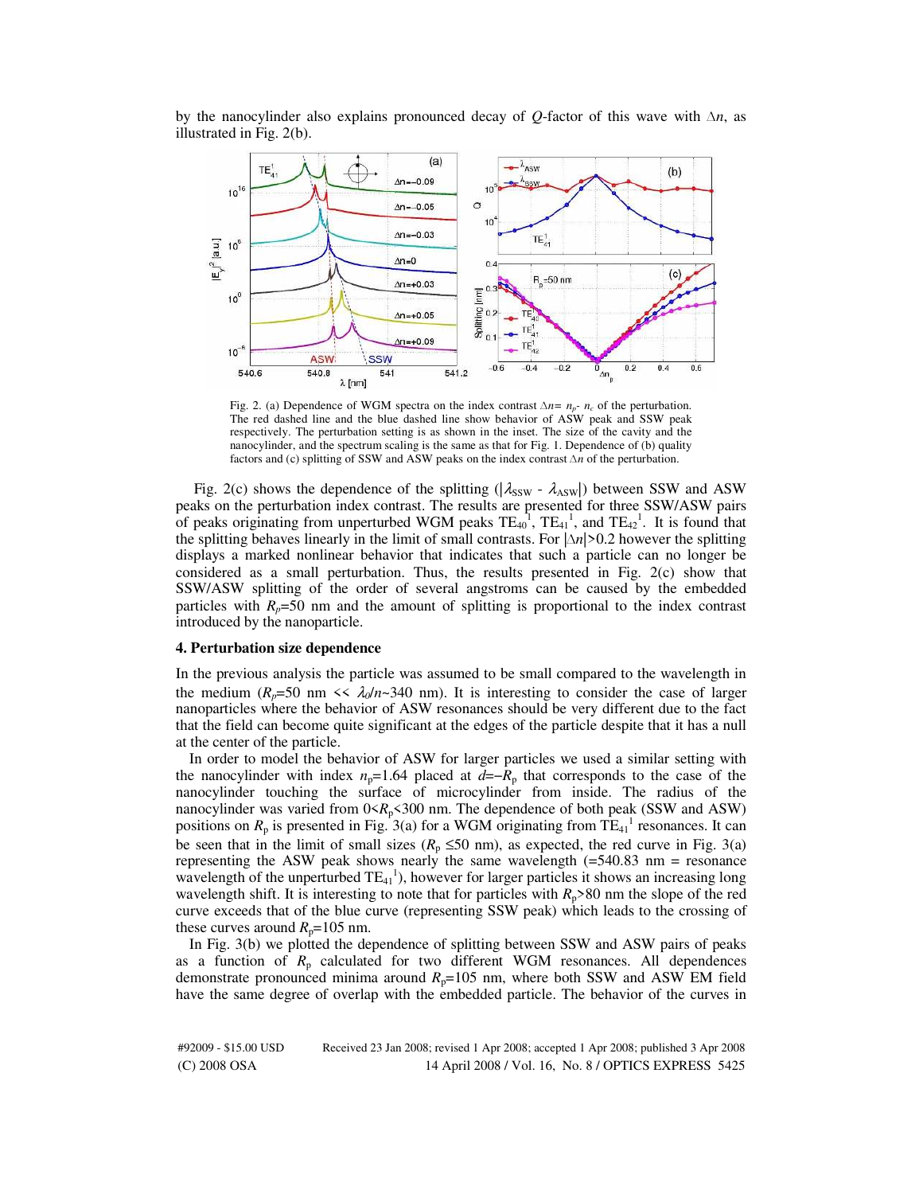by the nanocylinder also explains pronounced decay of *Q*-factor of this wave with $\Delta n$, as illustrated in Fig. 2(b).

TE$_{41}^{1}$

(a)

Δn=−0.09

Δn=−0.05

Δn=−0.03

Δn=0

Δn=+0.03

Δn=+0.05

Δn=+0.09

$10^{16}$

$10^{8}$

$10^{0}$

$10^{-8}$

$|E_y|^2$ [a.u.]

ASW

SSW

540.6

540.8

541

541.2

λ [nm]

(b)

$\lambda_{ASW}$

$\lambda_{SSW}$

Q

$10^{5}$

$10^{4}$

TE$_{41}^{1}$

(c)

$R_p$=50 nm

0.4

0.3

0.2

0.1

Splitting [nm]

TE$_{40}^{1}$

TE$_{41}^{1}$

TE$_{42}^{1}$

−0.6

−0.4

−0.2

0

0.2

0.4

0.6

$\Delta n_p$

Fig. 2. (a) Dependence of WGM spectra on the index contrast $\Delta n = n_p - n_c$ of the perturbation. The red dashed line and the blue dashed line show behavior of ASW peak and SSW peak respectively. The perturbation setting is as shown in the inset. The size of the cavity and the nanocylinder, and the spectrum scaling is the same as that for Fig. 1. Dependence of (b) quality factors and (c) splitting of SSW and ASW peaks on the index contrast $\Delta n$ of the perturbation.

Fig. 2(c) shows the dependence of the splitting ($|\lambda_{SSW} - \lambda_{ASW}|$) between SSW and ASW peaks on the perturbation index contrast. The results are presented for three SSW/ASW pairs of peaks originating from unperturbed WGM peaks TE$_{40}^{1}$, TE$_{41}^{1}$, and TE$_{42}^{1}$. It is found that the splitting behaves linearly in the limit of small contrasts. For $|\Delta n|$>0.2 however the splitting displays a marked nonlinear behavior that indicates that such a particle can no longer be considered as a small perturbation. Thus, the results presented in Fig. 2(c) show that SSW/ASW splitting of the order of several angstroms can be caused by the embedded particles with $R_p$=50 nm and the amount of splitting is proportional to the index contrast introduced by the nanoparticle.

## 4. Perturbation size dependence

In the previous analysis the particle was assumed to be small compared to the wavelength in the medium ($R_p$=50 nm << $\lambda_0/n$~340 nm). It is interesting to consider the case of larger nanoparticles where the behavior of ASW resonances should be very different due to the fact that the field can become quite significant at the edges of the particle despite that it has a null at the center of the particle.

In order to model the behavior of ASW for larger particles we used a similar setting with the nanocylinder with index $n_p$=1.64 placed at $d$=$-R_p$ that corresponds to the case of the nanocylinder touching the surface of microcylinder from inside. The radius of the nanocylinder was varied from 0<$R_p$<300 nm. The dependence of both peak (SSW and ASW) positions on $R_p$ is presented in Fig. 3(a) for a WGM originating from TE$_{41}^{1}$ resonances. It can be seen that in the limit of small sizes ($R_p$ ≤50 nm), as expected, the red curve in Fig. 3(a) representing the ASW peak shows nearly the same wavelength (=540.83 nm = resonance wavelength of the unperturbed TE$_{41}^{1}$), however for larger particles it shows an increasing long wavelength shift. It is interesting to note that for particles with $R_p$>80 nm the slope of the red curve exceeds that of the blue curve (representing SSW peak) which leads to the crossing of these curves around $R_p$=105 nm.

In Fig. 3(b) we plotted the dependence of splitting between SSW and ASW pairs of peaks as a function of $R_p$ calculated for two different WGM resonances. All dependences demonstrate pronounced minima around $R_p$=105 nm, where both SSW and ASW EM field have the same degree of overlap with the embedded particle. The behavior of the curves in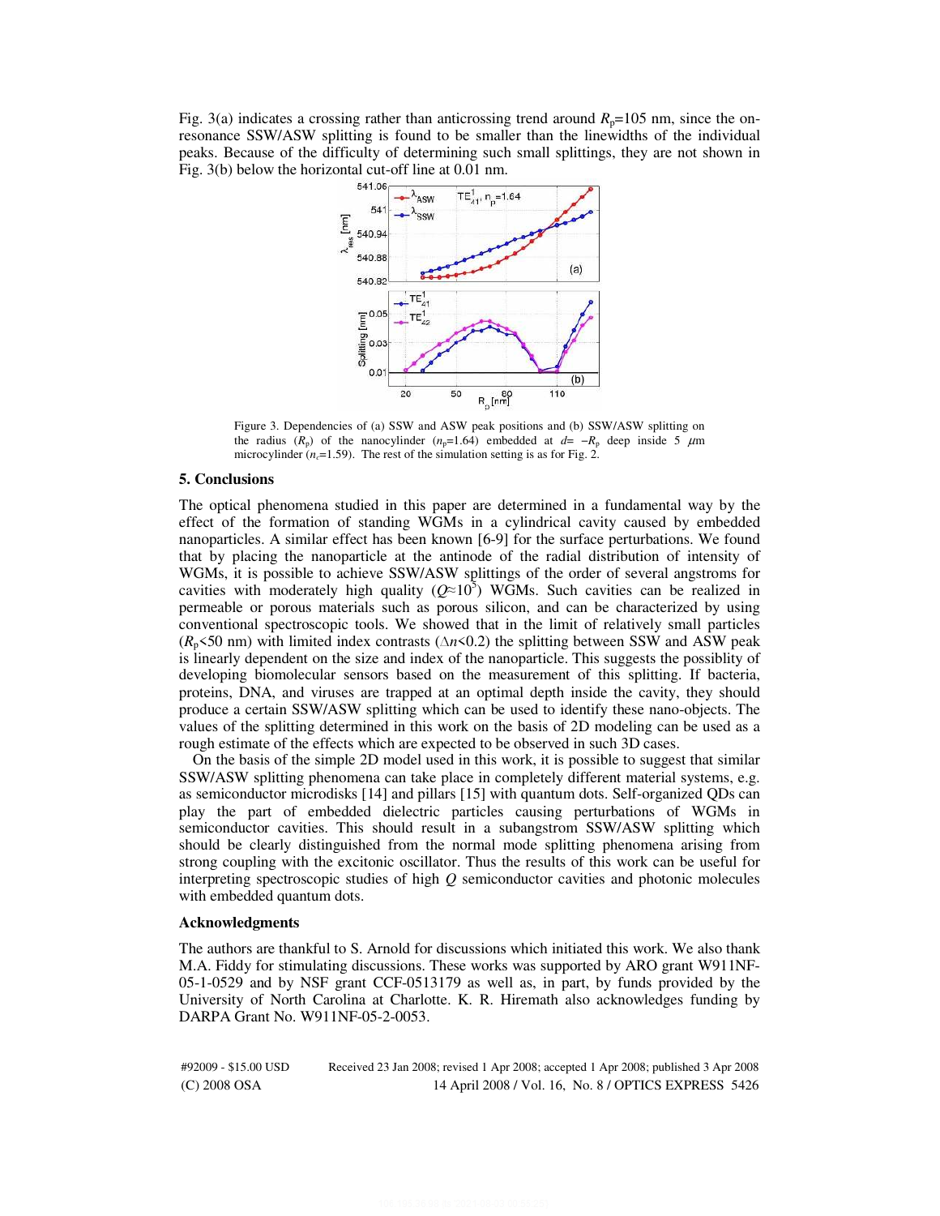Fig. 3(a) indicates a crossing rather than anticrossing trend around $R_p$=105 nm, since the on-resonance SSW/ASW splitting is found to be smaller than the linewidths of the individual peaks. Because of the difficulty of determining such small splittings, they are not shown in Fig. 3(b) below the horizontal cut-off line at 0.01 nm.

541.06
541
540.94
540.88
540.82
$\lambda_{res}$ [nm]
$\lambda_{ASW}$
$\lambda_{SSW}$
$TE^1_{41}$, $n_p$=1.64
(a)
$TE^1_{41}$
$TE^1_{42}$
0.05
0.03
0.01
Splitting [nm]
(b)
20
50
80
110
$R_p$ [nm]

Figure 3. Dependencies of (a) SSW and ASW peak positions and (b) SSW/ASW splitting on the radius ($R_p$) of the nanocylinder ($n_p$=1.64) embedded at $d= -R_p$ deep inside 5 $\mu$m microcylinder ($n_c$=1.59). The rest of the simulation setting is as for Fig. 2.

## 5. Conclusions

The optical phenomena studied in this paper are determined in a fundamental way by the effect of the formation of standing WGMs in a cylindrical cavity caused by embedded nanoparticles. A similar effect has been known [6-9] for the surface perturbations. We found that by placing the nanoparticle at the antinode of the radial distribution of intensity of WGMs, it is possible to achieve SSW/ASW splittings of the order of several angstroms for cavities with moderately high quality ($Q\approx10^5$) WGMs. Such cavities can be realized in permeable or porous materials such as porous silicon, and can be characterized by using conventional spectroscopic tools. We showed that in the limit of relatively small particles ($R_p$<50 nm) with limited index contrasts ($\Delta n$<0.2) the splitting between SSW and ASW peak is linearly dependent on the size and index of the nanoparticle. This suggests the possiblity of developing biomolecular sensors based on the measurement of this splitting. If bacteria, proteins, DNA, and viruses are trapped at an optimal depth inside the cavity, they should produce a certain SSW/ASW splitting which can be used to identify these nano-objects. The values of the splitting determined in this work on the basis of 2D modeling can be used as a rough estimate of the effects which are expected to be observed in such 3D cases.

On the basis of the simple 2D model used in this work, it is possible to suggest that similar SSW/ASW splitting phenomena can take place in completely different material systems, e.g. as semiconductor microdisks [14] and pillars [15] with quantum dots. Self-organized QDs can play the part of embedded dielectric particles causing perturbations of WGMs in semiconductor cavities. This should result in a subangstrom SSW/ASW splitting which should be clearly distinguished from the normal mode splitting phenomena arising from strong coupling with the excitonic oscillator. Thus the results of this work can be useful for interpreting spectroscopic studies of high $Q$ semiconductor cavities and photonic molecules with embedded quantum dots.

### Acknowledgments

The authors are thankful to S. Arnold for discussions which initiated this work. We also thank M.A. Fiddy for stimulating discussions. These works was supported by ARO grant W911NF-05-1-0529 and by NSF grant CCF-0513179 as well as, in part, by funds provided by the University of North Carolina at Charlotte. K. R. Hiremath also acknowledges funding by DARPA Grant No. W911NF-05-2-0053.

#92009 - $15.00 USD Received 23 Jan 2008; revised 1 Apr 2008; accepted 1 Apr 2008; published 3 Apr 2008